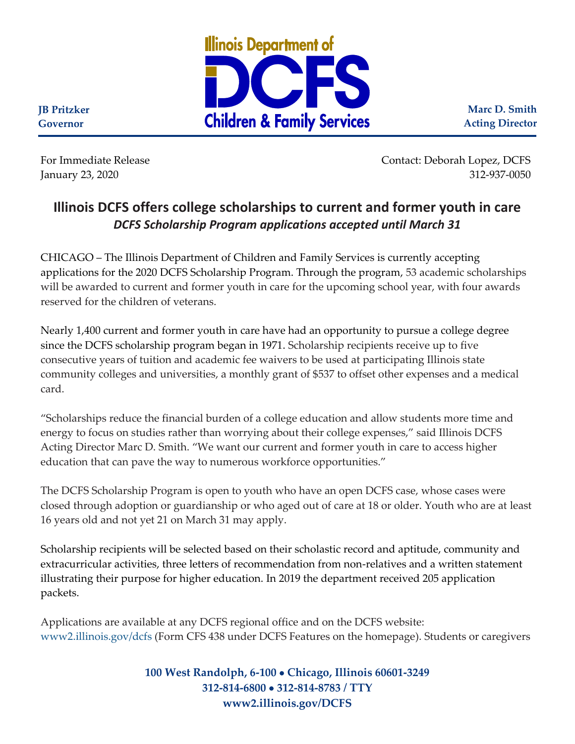Illinois Department of

DCFS

Children & Family Services

**JB Pritzker**
**Governor**

**Marc D. Smith**
**Acting Director**

For Immediate Release
January 23, 2020

Contact: Deborah Lopez, DCFS
312-937-0050

## Illinois DCFS offers college scholarships to current and former youth in care

### *DCFS Scholarship Program applications accepted until March 31*

CHICAGO – The Illinois Department of Children and Family Services is currently accepting applications for the 2020 DCFS Scholarship Program. Through the program, 53 academic scholarships will be awarded to current and former youth in care for the upcoming school year, with four awards reserved for the children of veterans.

Nearly 1,400 current and former youth in care have had an opportunity to pursue a college degree since the DCFS scholarship program began in 1971. Scholarship recipients receive up to five consecutive years of tuition and academic fee waivers to be used at participating Illinois state community colleges and universities, a monthly grant of $537 to offset other expenses and a medical card.

"Scholarships reduce the financial burden of a college education and allow students more time and energy to focus on studies rather than worrying about their college expenses," said Illinois DCFS Acting Director Marc D. Smith. "We want our current and former youth in care to access higher education that can pave the way to numerous workforce opportunities."

The DCFS Scholarship Program is open to youth who have an open DCFS case, whose cases were closed through adoption or guardianship or who aged out of care at 18 or older. Youth who are at least 16 years old and not yet 21 on March 31 may apply.

Scholarship recipients will be selected based on their scholastic record and aptitude, community and extracurricular activities, three letters of recommendation from non-relatives and a written statement illustrating their purpose for higher education. In 2019 the department received 205 application packets.

Applications are available at any DCFS regional office and on the DCFS website: www2.illinois.gov/dcfs (Form CFS 438 under DCFS Features on the homepage). Students or caregivers

**100 West Randolph, 6-100 • Chicago, Illinois 60601-3249**
**312-814-6800 • 312-814-8783 / TTY**
**www2.illinois.gov/DCFS**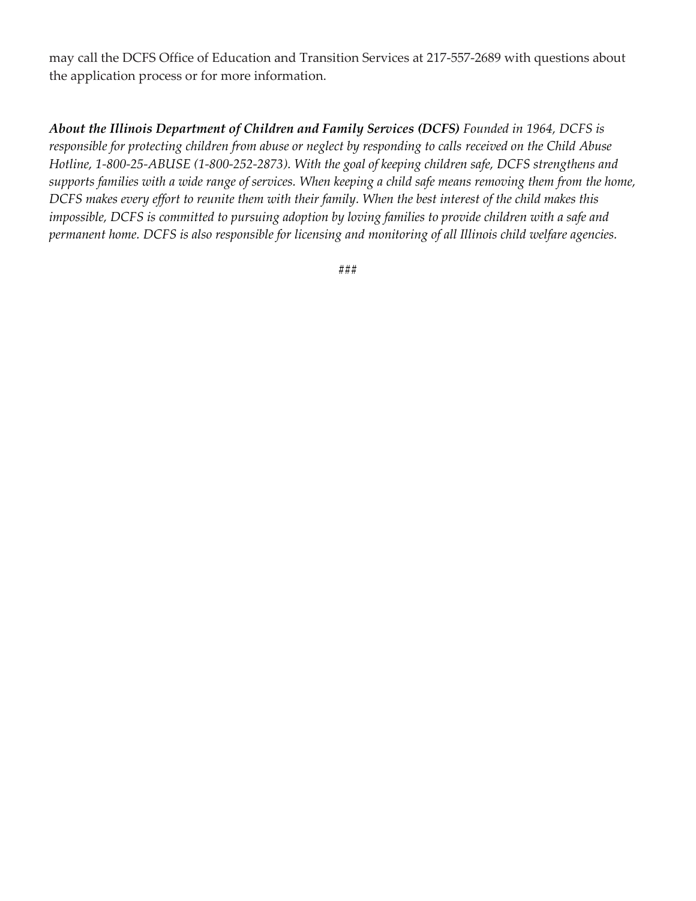may call the DCFS Office of Education and Transition Services at 217-557-2689 with questions about the application process or for more information.

***About the Illinois Department of Children and Family Services (DCFS)*** *Founded in 1964, DCFS is responsible for protecting children from abuse or neglect by responding to calls received on the Child Abuse Hotline, 1-800-25-ABUSE (1-800-252-2873). With the goal of keeping children safe, DCFS strengthens and supports families with a wide range of services. When keeping a child safe means removing them from the home, DCFS makes every effort to reunite them with their family. When the best interest of the child makes this impossible, DCFS is committed to pursuing adoption by loving families to provide children with a safe and permanent home. DCFS is also responsible for licensing and monitoring of all Illinois child welfare agencies.*

###